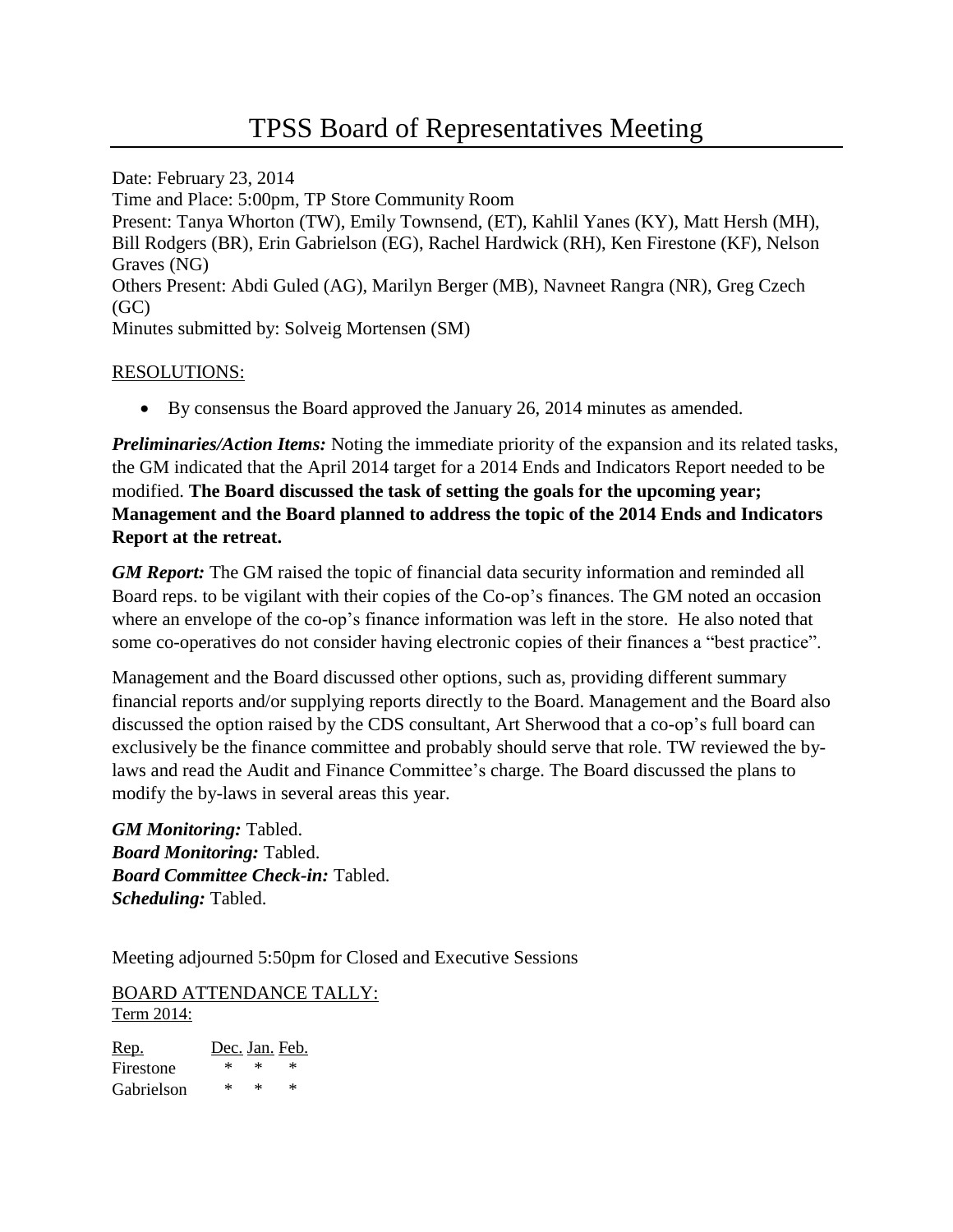# TPSS Board of Representatives Meeting

Date: February 23, 2014
Time and Place: 5:00pm, TP Store Community Room
Present: Tanya Whorton (TW), Emily Townsend, (ET), Kahlil Yanes (KY), Matt Hersh (MH), Bill Rodgers (BR), Erin Gabrielson (EG), Rachel Hardwick (RH), Ken Firestone (KF), Nelson Graves (NG)
Others Present: Abdi Guled (AG), Marilyn Berger (MB), Navneet Rangra (NR), Greg Czech (GC)
Minutes submitted by: Solveig Mortensen (SM)

RESOLUTIONS:

- By consensus the Board approved the January 26, 2014 minutes as amended.

***Preliminaries/Action Items:*** Noting the immediate priority of the expansion and its related tasks, the GM indicated that the April 2014 target for a 2014 Ends and Indicators Report needed to be modified. **The Board discussed the task of setting the goals for the upcoming year; Management and the Board planned to address the topic of the 2014 Ends and Indicators Report at the retreat.**

***GM Report:*** The GM raised the topic of financial data security information and reminded all Board reps. to be vigilant with their copies of the Co-op's finances. The GM noted an occasion where an envelope of the co-op's finance information was left in the store. He also noted that some co-operatives do not consider having electronic copies of their finances a "best practice".

Management and the Board discussed other options, such as, providing different summary financial reports and/or supplying reports directly to the Board. Management and the Board also discussed the option raised by the CDS consultant, Art Sherwood that a co-op's full board can exclusively be the finance committee and probably should serve that role. TW reviewed the by-laws and read the Audit and Finance Committee's charge. The Board discussed the plans to modify the by-laws in several areas this year.

***GM Monitoring:*** Tabled.
***Board Monitoring:*** Tabled.
***Board Committee Check-in:*** Tabled.
***Scheduling:*** Tabled.

Meeting adjourned 5:50pm for Closed and Executive Sessions

BOARD ATTENDANCE TALLY:
Term 2014:

| Rep. | Dec. | Jan. | Feb. |
|---|---|---|---|
| Firestone | * | * | * |
| Gabrielson | * | * | * |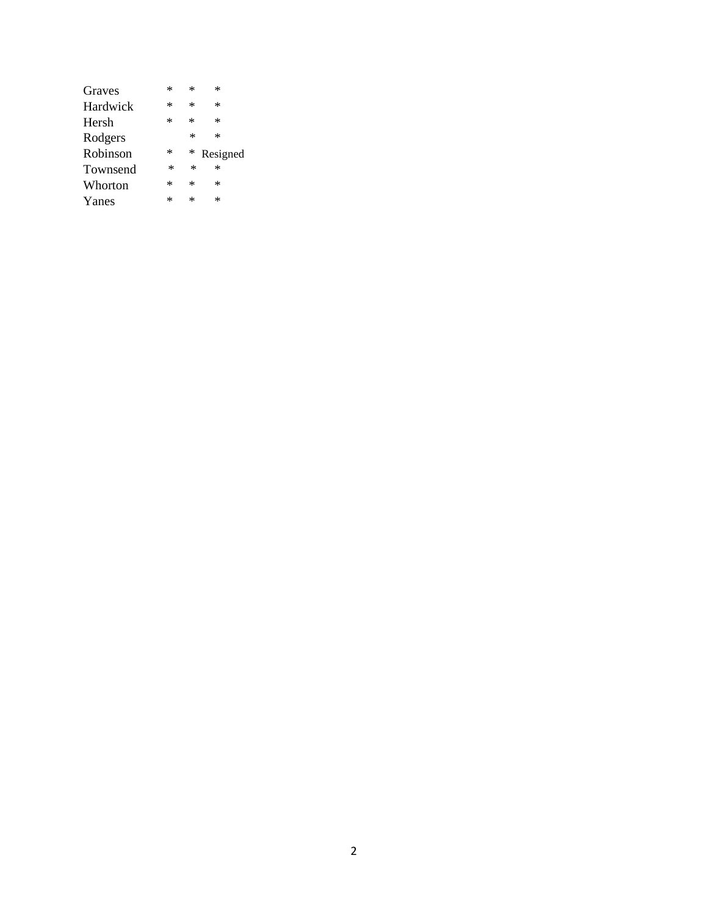| | | | |
|---|---|---|---|
| Graves | * | * | * |
| Hardwick | * | * | * |
| Hersh | * | * | * |
| Rodgers | | * | * |
| Robinson | * | * | Resigned |
| Townsend | * | * | * |
| Whorton | * | * | * |
| Yanes | * | * | * |